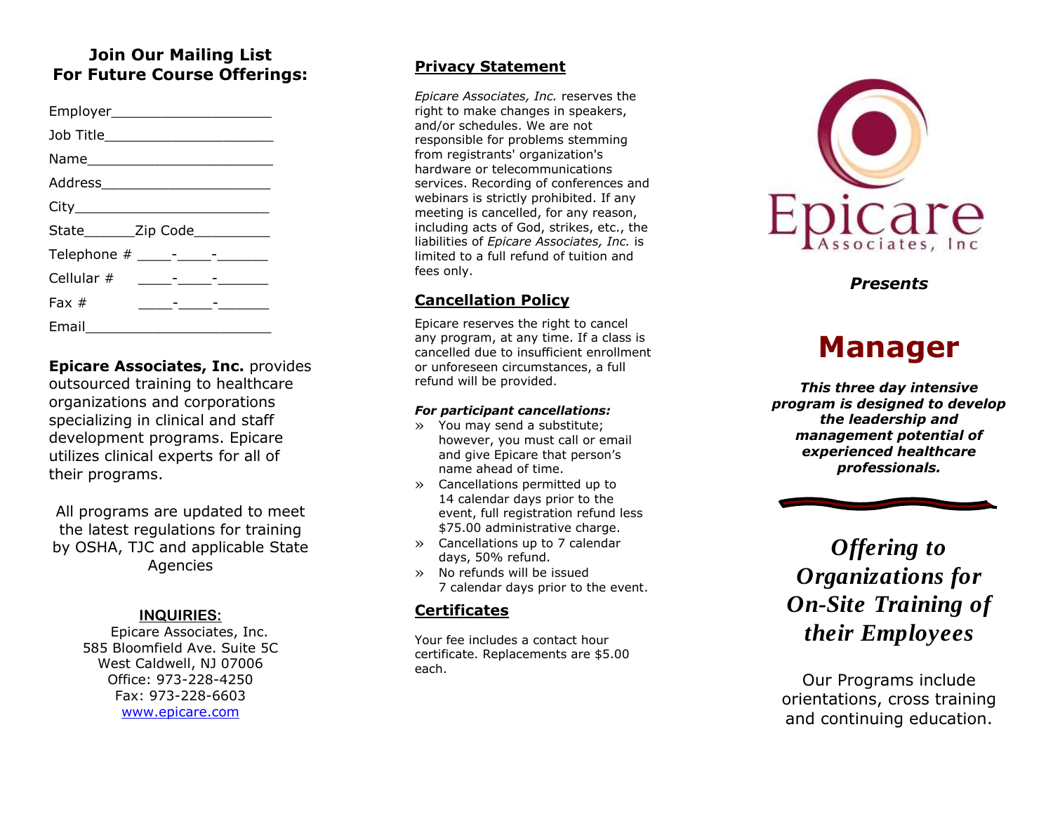## Join Our Mailing List For Future Course Offerings:

Employer____________________

Job Title_____________________

Name_______________________

Address_____________________

City________________________

State______Zip Code_________

Telephone # ____-____-______

Cellular # ____-____-______

Fax # ____-____-______

Email_______________________

**Epicare Associates, Inc.** provides outsourced training to healthcare organizations and corporations specializing in clinical and staff development programs. Epicare utilizes clinical experts for all of their programs.

All programs are updated to meet the latest regulations for training by OSHA, TJC and applicable State Agencies

**INQUIRIES:**

Epicare Associates, Inc.
585 Bloomfield Ave. Suite 5C
West Caldwell, NJ 07006
Office: 973-228-4250
Fax: 973-228-6603
www.epicare.com

## Privacy Statement

*Epicare Associates, Inc.* reserves the right to make changes in speakers, and/or schedules. We are not responsible for problems stemming from registrants' organization's hardware or telecommunications services. Recording of conferences and webinars is strictly prohibited. If any meeting is cancelled, for any reason, including acts of God, strikes, etc., the liabilities of *Epicare Associates, Inc.* is limited to a full refund of tuition and fees only.

## Cancellation Policy

Epicare reserves the right to cancel any program, at any time. If a class is cancelled due to insufficient enrollment or unforeseen circumstances, a full refund will be provided.

***For participant cancellations:***

- You may send a substitute; however, you must call or email and give Epicare that person's name ahead of time.
- Cancellations permitted up to 14 calendar days prior to the event, full registration refund less $75.00 administrative charge.
- Cancellations up to 7 calendar days, 50% refund.
- No refunds will be issued 7 calendar days prior to the event.

## Certificates

Your fee includes a contact hour certificate. Replacements are $5.00 each.

Epicare Associates, Inc

***Presents***

# Manager

***This three day intensive program is designed to develop the leadership and management potential of experienced healthcare professionals.***

***Offering to Organizations for On-Site Training of their Employees***

Our Programs include orientations, cross training and continuing education.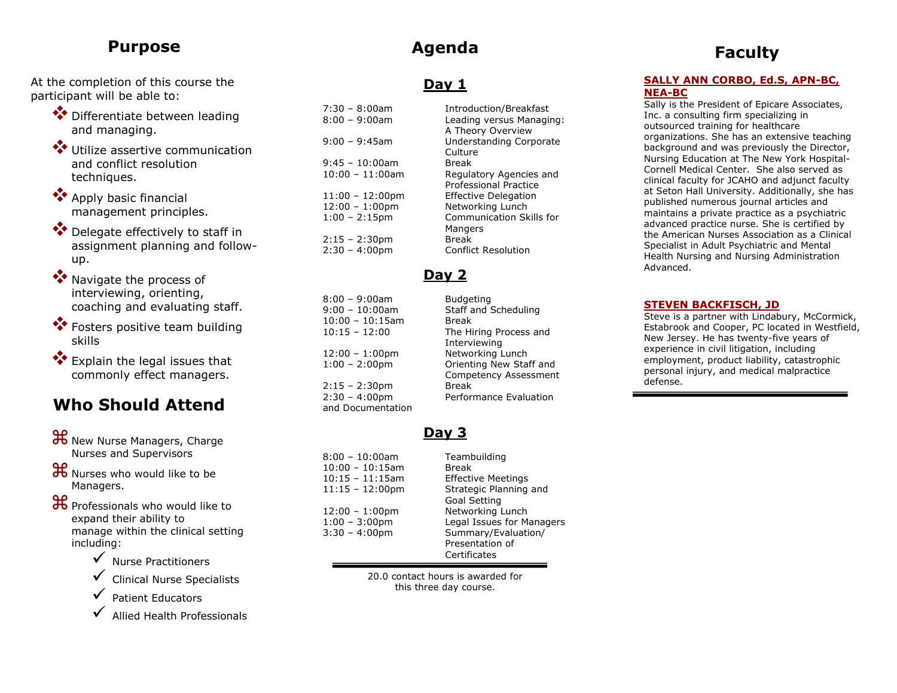# Purpose

At the completion of this course the participant will be able to:

- Differentiate between leading and managing.
- Utilize assertive communication and conflict resolution techniques.
- Apply basic financial management principles.
- Delegate effectively to staff in assignment planning and follow-up.
- Navigate the process of interviewing, orienting, coaching and evaluating staff.
- Fosters positive team building skills
- Explain the legal issues that commonly effect managers.

# Who Should Attend

- New Nurse Managers, Charge Nurses and Supervisors
- Nurses who would like to be Managers.
- Professionals who would like to expand their ability to manage within the clinical setting including:
  - Nurse Practitioners
  - Clinical Nurse Specialists
  - Patient Educators
  - Allied Health Professionals

# Agenda

## Day 1

| | |
|---|---|
| 7:30 – 8:00am | Introduction/Breakfast |
| 8:00 – 9:00am | Leading versus Managing: A Theory Overview |
| 9:00 – 9:45am | Understanding Corporate Culture |
| 9:45 – 10:00am | Break |
| 10:00 – 11:00am | Regulatory Agencies and Professional Practice |
| 11:00 – 12:00pm | Effective Delegation |
| 12:00 – 1:00pm | Networking Lunch |
| 1:00 – 2:15pm | Communication Skills for Mangers |
| 2:15 – 2:30pm | Break |
| 2:30 – 4:00pm | Conflict Resolution |

## Day 2

| | |
|---|---|
| 8:00 – 9:00am | Budgeting |
| 9:00 – 10:00am | Staff and Scheduling |
| 10:00 – 10:15am | Break |
| 10:15 – 12:00 | The Hiring Process and Interviewing |
| 12:00 – 1:00pm | Networking Lunch |
| 1:00 – 2:00pm | Orienting New Staff and Competency Assessment |
| 2:15 – 2:30pm | Break |
| 2:30 – 4:00pm | Performance Evaluation and Documentation |

## Day 3

| | |
|---|---|
| 8:00 – 10:00am | Teambuilding |
| 10:00 – 10:15am | Break |
| 10:15 – 11:15am | Effective Meetings |
| 11:15 – 12:00pm | Strategic Planning and Goal Setting |
| 12:00 – 1:00pm | Networking Lunch |
| 1:00 – 3:00pm | Legal Issues for Managers |
| 3:30 – 4:00pm | Summary/Evaluation/ Presentation of Certificates |

20.0 contact hours is awarded for this three day course.

# Faculty

**SALLY ANN CORBO, Ed.S, APN-BC, NEA-BC**

Sally is the President of Epicare Associates, Inc. a consulting firm specializing in outsourced training for healthcare organizations. She has an extensive teaching background and was previously the Director, Nursing Education at The New York Hospital-Cornell Medical Center. She also served as clinical faculty for JCAHO and adjunct faculty at Seton Hall University. Additionally, she has published numerous journal articles and maintains a private practice as a psychiatric advanced practice nurse. She is certified by the American Nurses Association as a Clinical Specialist in Adult Psychiatric and Mental Health Nursing and Nursing Administration Advanced.

**STEVEN BACKFISCH, JD**

Steve is a partner with Lindabury, McCormick, Estabrook and Cooper, PC located in Westfield, New Jersey. He has twenty-five years of experience in civil litigation, including employment, product liability, catastrophic personal injury, and medical malpractice defense.